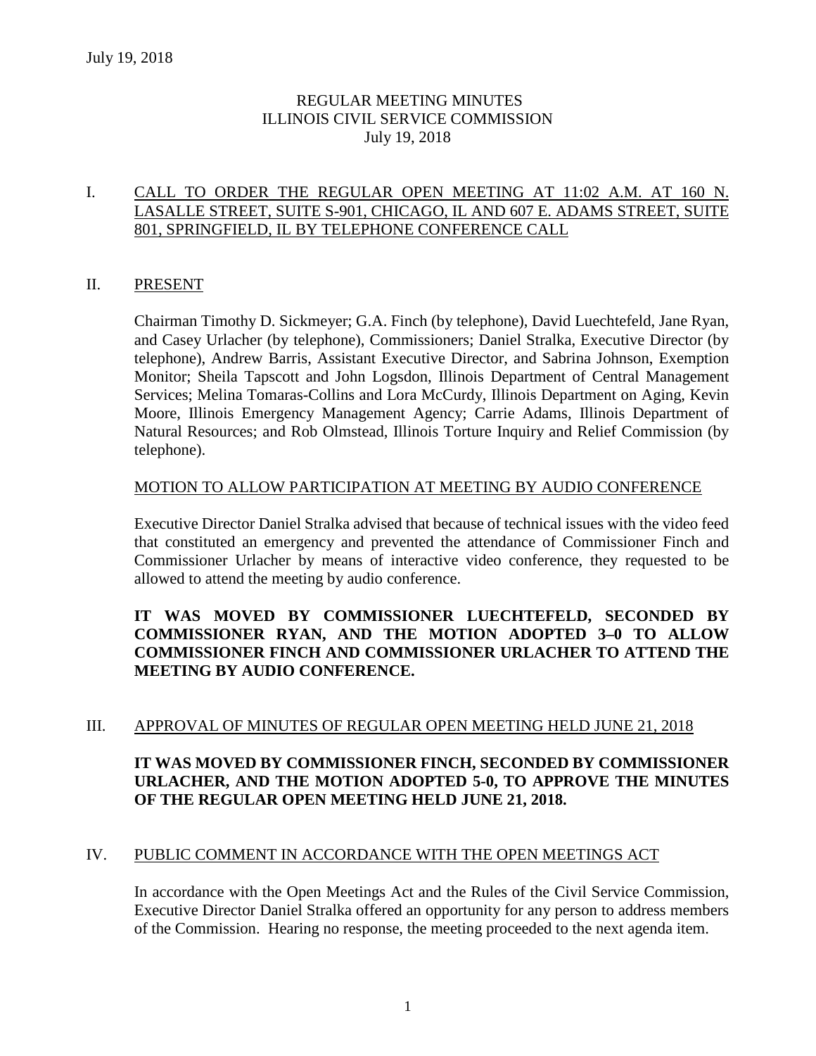# REGULAR MEETING MINUTES
# ILLINOIS CIVIL SERVICE COMMISSION
# July 19, 2018

## I. CALL TO ORDER THE REGULAR OPEN MEETING AT 11:02 A.M. AT 160 N. LASALLE STREET, SUITE S-901, CHICAGO, IL AND 607 E. ADAMS STREET, SUITE 801, SPRINGFIELD, IL BY TELEPHONE CONFERENCE CALL

## II. PRESENT

Chairman Timothy D. Sickmeyer; G.A. Finch (by telephone), David Luechtefeld, Jane Ryan, and Casey Urlacher (by telephone), Commissioners; Daniel Stralka, Executive Director (by telephone), Andrew Barris, Assistant Executive Director, and Sabrina Johnson, Exemption Monitor; Sheila Tapscott and John Logsdon, Illinois Department of Central Management Services; Melina Tomaras-Collins and Lora McCurdy, Illinois Department on Aging, Kevin Moore, Illinois Emergency Management Agency; Carrie Adams, Illinois Department of Natural Resources; and Rob Olmstead, Illinois Torture Inquiry and Relief Commission (by telephone).

### MOTION TO ALLOW PARTICIPATION AT MEETING BY AUDIO CONFERENCE

Executive Director Daniel Stralka advised that because of technical issues with the video feed that constituted an emergency and prevented the attendance of Commissioner Finch and Commissioner Urlacher by means of interactive video conference, they requested to be allowed to attend the meeting by audio conference.

**IT WAS MOVED BY COMMISSIONER LUECHTEFELD, SECONDED BY COMMISSIONER RYAN, AND THE MOTION ADOPTED 3–0 TO ALLOW COMMISSIONER FINCH AND COMMISSIONER URLACHER TO ATTEND THE MEETING BY AUDIO CONFERENCE.**

## III. APPROVAL OF MINUTES OF REGULAR OPEN MEETING HELD JUNE 21, 2018

**IT WAS MOVED BY COMMISSIONER FINCH, SECONDED BY COMMISSIONER URLACHER, AND THE MOTION ADOPTED 5-0, TO APPROVE THE MINUTES OF THE REGULAR OPEN MEETING HELD JUNE 21, 2018.**

## IV. PUBLIC COMMENT IN ACCORDANCE WITH THE OPEN MEETINGS ACT

In accordance with the Open Meetings Act and the Rules of the Civil Service Commission, Executive Director Daniel Stralka offered an opportunity for any person to address members of the Commission. Hearing no response, the meeting proceeded to the next agenda item.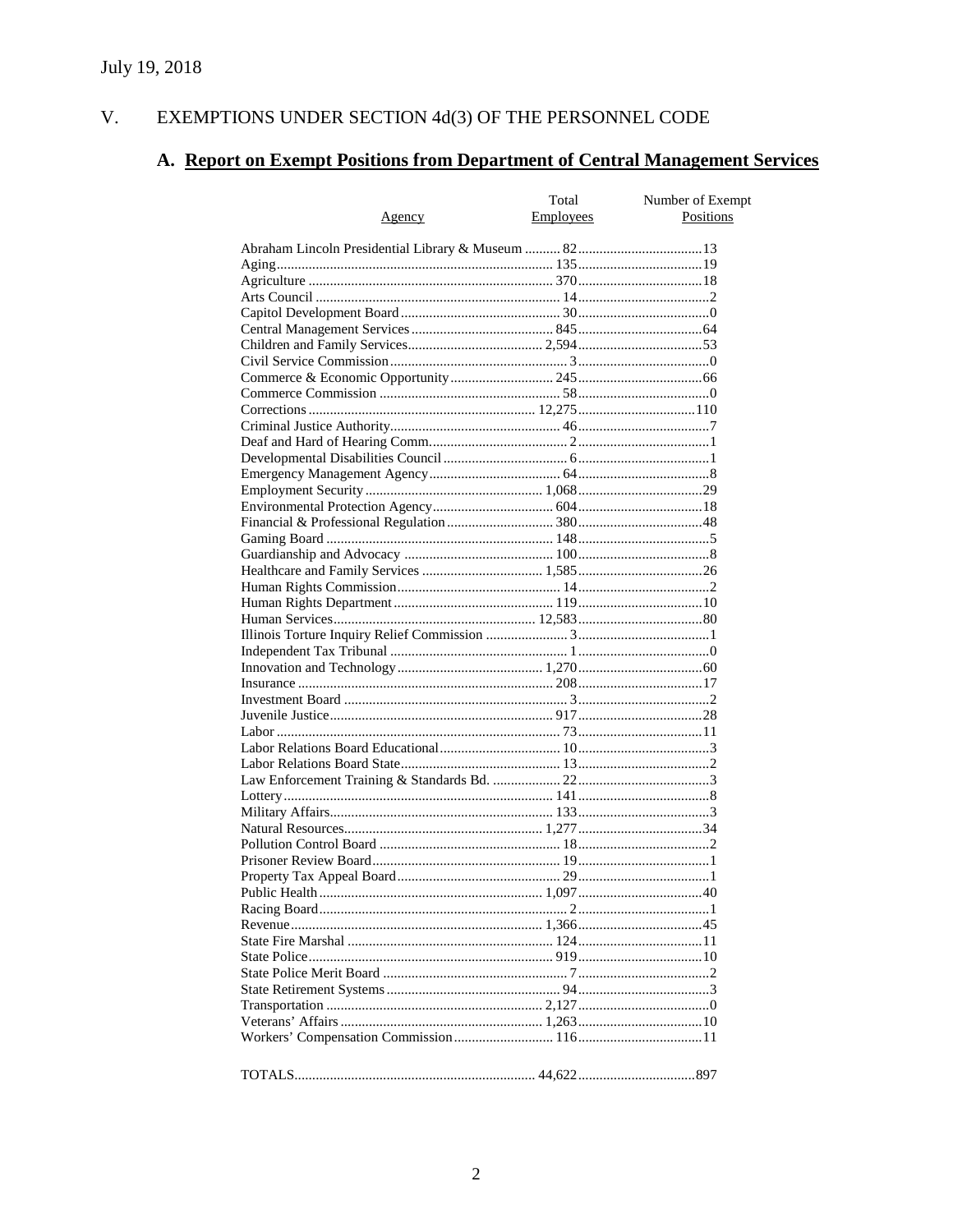July 19, 2018

# V. EXEMPTIONS UNDER SECTION 4d(3) OF THE PERSONNEL CODE

## A. Report on Exempt Positions from Department of Central Management Services

| Agency | Total Employees | Number of Exempt Positions |
|---|---|---|
| Abraham Lincoln Presidential Library & Museum | 82 | 13 |
| Aging | 135 | 19 |
| Agriculture | 370 | 18 |
| Arts Council | 14 | 2 |
| Capitol Development Board | 30 | 0 |
| Central Management Services | 845 | 64 |
| Children and Family Services | 2,594 | 53 |
| Civil Service Commission | 3 | 0 |
| Commerce & Economic Opportunity | 245 | 66 |
| Commerce Commission | 58 | 0 |
| Corrections | 12,275 | 110 |
| Criminal Justice Authority | 46 | 7 |
| Deaf and Hard of Hearing Comm. | 2 | 1 |
| Developmental Disabilities Council | 6 | 1 |
| Emergency Management Agency | 64 | 8 |
| Employment Security | 1,068 | 29 |
| Environmental Protection Agency | 604 | 18 |
| Financial & Professional Regulation | 380 | 48 |
| Gaming Board | 148 | 5 |
| Guardianship and Advocacy | 100 | 8 |
| Healthcare and Family Services | 1,585 | 26 |
| Human Rights Commission | 14 | 2 |
| Human Rights Department | 119 | 10 |
| Human Services | 12,583 | 80 |
| Illinois Torture Inquiry Relief Commission | 3 | 1 |
| Independent Tax Tribunal | 1 | 0 |
| Innovation and Technology | 1,270 | 60 |
| Insurance | 208 | 17 |
| Investment Board | 3 | 2 |
| Juvenile Justice | 917 | 28 |
| Labor | 73 | 11 |
| Labor Relations Board Educational | 10 | 3 |
| Labor Relations Board State | 13 | 2 |
| Law Enforcement Training & Standards Bd. | 22 | 3 |
| Lottery | 141 | 8 |
| Military Affairs | 133 | 3 |
| Natural Resources | 1,277 | 34 |
| Pollution Control Board | 18 | 2 |
| Prisoner Review Board | 19 | 1 |
| Property Tax Appeal Board | 29 | 1 |
| Public Health | 1,097 | 40 |
| Racing Board | 2 | 1 |
| Revenue | 1,366 | 45 |
| State Fire Marshal | 124 | 11 |
| State Police | 919 | 10 |
| State Police Merit Board | 7 | 2 |
| State Retirement Systems | 94 | 3 |
| Transportation | 2,127 | 0 |
| Veterans' Affairs | 1,263 | 10 |
| Workers' Compensation Commission | 116 | 11 |
| TOTALS | 44,622 | 897 |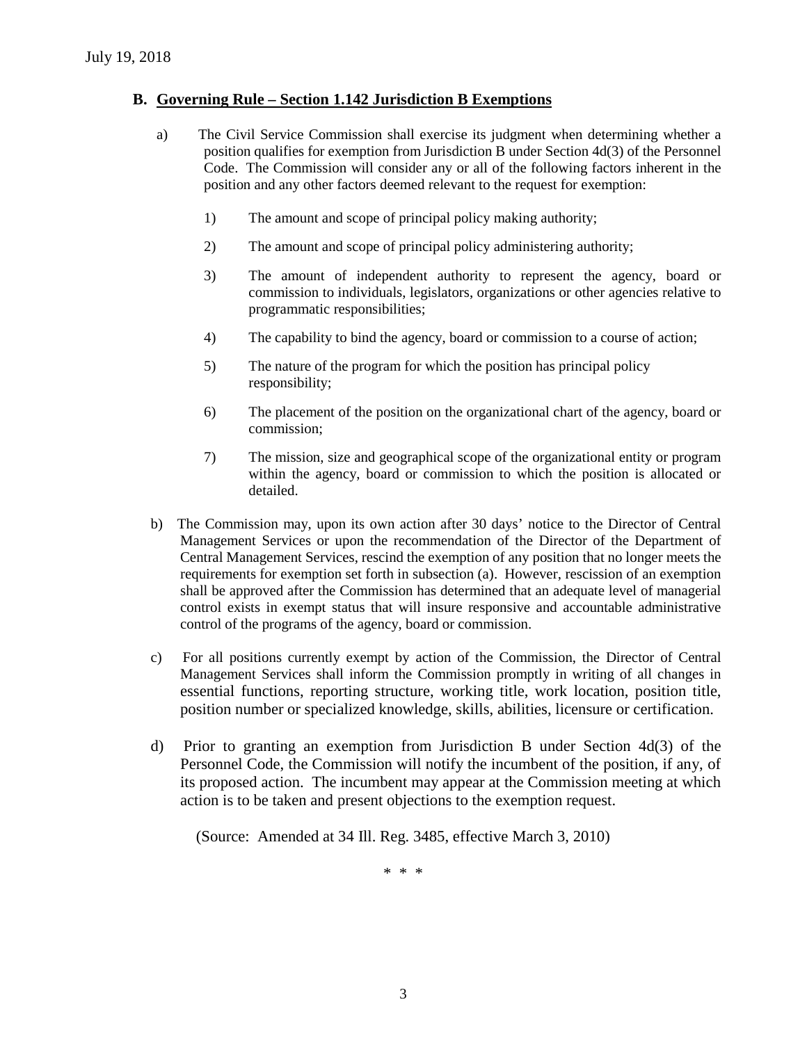## B. Governing Rule – Section 1.142 Jurisdiction B Exemptions

a) The Civil Service Commission shall exercise its judgment when determining whether a position qualifies for exemption from Jurisdiction B under Section 4d(3) of the Personnel Code. The Commission will consider any or all of the following factors inherent in the position and any other factors deemed relevant to the request for exemption:

1) The amount and scope of principal policy making authority;

2) The amount and scope of principal policy administering authority;

3) The amount of independent authority to represent the agency, board or commission to individuals, legislators, organizations or other agencies relative to programmatic responsibilities;

4) The capability to bind the agency, board or commission to a course of action;

5) The nature of the program for which the position has principal policy responsibility;

6) The placement of the position on the organizational chart of the agency, board or commission;

7) The mission, size and geographical scope of the organizational entity or program within the agency, board or commission to which the position is allocated or detailed.

b) The Commission may, upon its own action after 30 days' notice to the Director of Central Management Services or upon the recommendation of the Director of the Department of Central Management Services, rescind the exemption of any position that no longer meets the requirements for exemption set forth in subsection (a). However, rescission of an exemption shall be approved after the Commission has determined that an adequate level of managerial control exists in exempt status that will insure responsive and accountable administrative control of the programs of the agency, board or commission.

c) For all positions currently exempt by action of the Commission, the Director of Central Management Services shall inform the Commission promptly in writing of all changes in essential functions, reporting structure, working title, work location, position title, position number or specialized knowledge, skills, abilities, licensure or certification.

d) Prior to granting an exemption from Jurisdiction B under Section 4d(3) of the Personnel Code, the Commission will notify the incumbent of the position, if any, of its proposed action. The incumbent may appear at the Commission meeting at which action is to be taken and present objections to the exemption request.

(Source: Amended at 34 Ill. Reg. 3485, effective March 3, 2010)

\* \* \*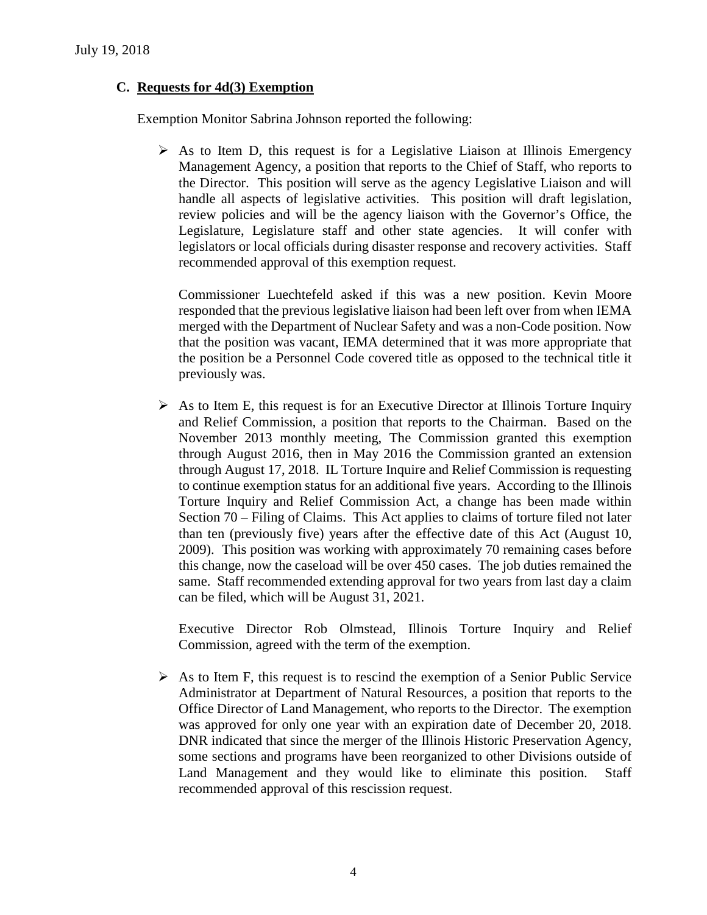July 19, 2018

## C. Requests for 4d(3) Exemption

Exemption Monitor Sabrina Johnson reported the following:

- As to Item D, this request is for a Legislative Liaison at Illinois Emergency Management Agency, a position that reports to the Chief of Staff, who reports to the Director. This position will serve as the agency Legislative Liaison and will handle all aspects of legislative activities. This position will draft legislation, review policies and will be the agency liaison with the Governor's Office, the Legislature, Legislature staff and other state agencies. It will confer with legislators or local officials during disaster response and recovery activities. Staff recommended approval of this exemption request.

  Commissioner Luechtefeld asked if this was a new position. Kevin Moore responded that the previous legislative liaison had been left over from when IEMA merged with the Department of Nuclear Safety and was a non-Code position. Now that the position was vacant, IEMA determined that it was more appropriate that the position be a Personnel Code covered title as opposed to the technical title it previously was.

- As to Item E, this request is for an Executive Director at Illinois Torture Inquiry and Relief Commission, a position that reports to the Chairman. Based on the November 2013 monthly meeting, The Commission granted this exemption through August 2016, then in May 2016 the Commission granted an extension through August 17, 2018. IL Torture Inquire and Relief Commission is requesting to continue exemption status for an additional five years. According to the Illinois Torture Inquiry and Relief Commission Act, a change has been made within Section 70 – Filing of Claims. This Act applies to claims of torture filed not later than ten (previously five) years after the effective date of this Act (August 10, 2009). This position was working with approximately 70 remaining cases before this change, now the caseload will be over 450 cases. The job duties remained the same. Staff recommended extending approval for two years from last day a claim can be filed, which will be August 31, 2021.

  Executive Director Rob Olmstead, Illinois Torture Inquiry and Relief Commission, agreed with the term of the exemption.

- As to Item F, this request is to rescind the exemption of a Senior Public Service Administrator at Department of Natural Resources, a position that reports to the Office Director of Land Management, who reports to the Director. The exemption was approved for only one year with an expiration date of December 20, 2018. DNR indicated that since the merger of the Illinois Historic Preservation Agency, some sections and programs have been reorganized to other Divisions outside of Land Management and they would like to eliminate this position. Staff recommended approval of this rescission request.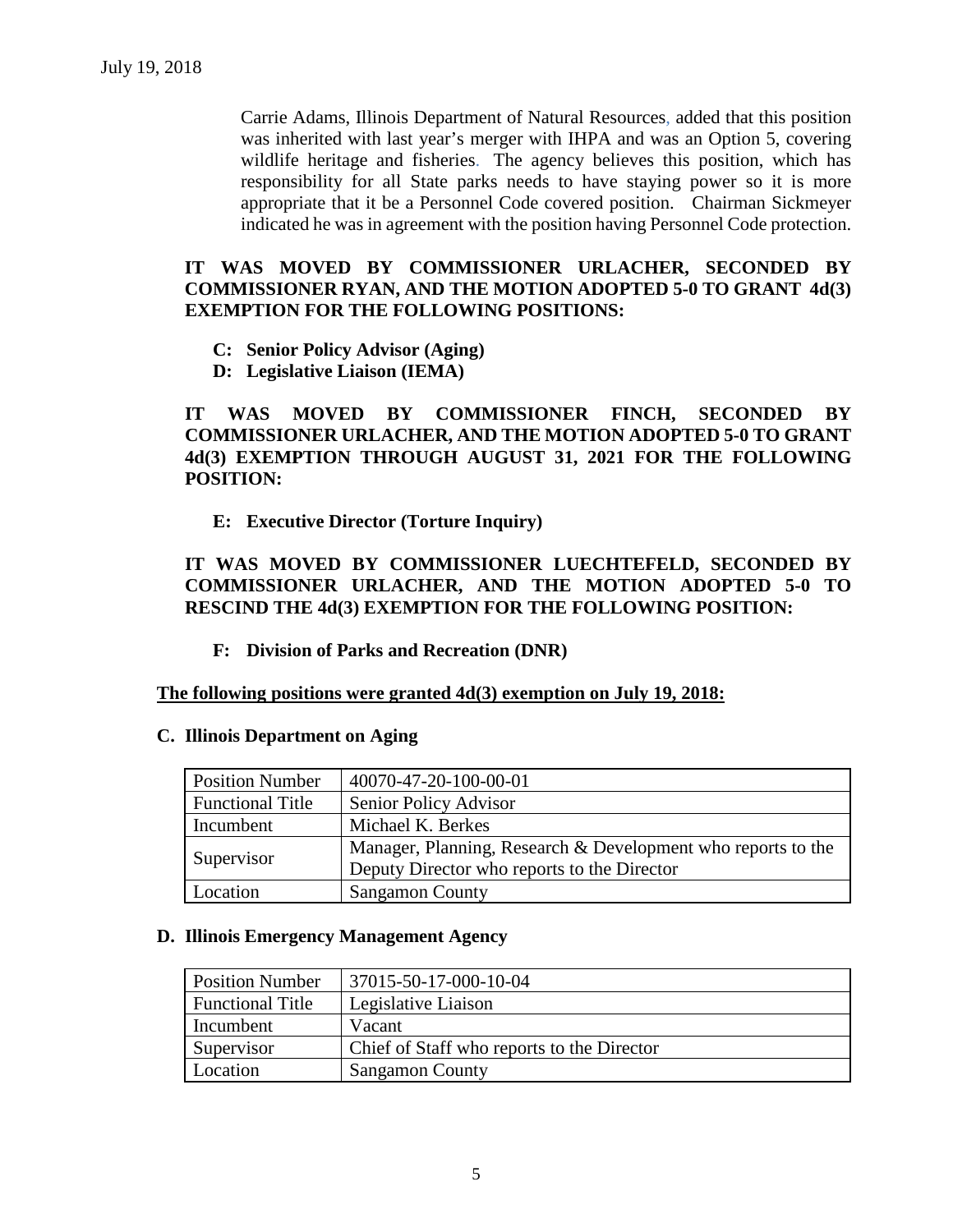Carrie Adams, Illinois Department of Natural Resources, added that this position was inherited with last year's merger with IHPA and was an Option 5, covering wildlife heritage and fisheries. The agency believes this position, which has responsibility for all State parks needs to have staying power so it is more appropriate that it be a Personnel Code covered position. Chairman Sickmeyer indicated he was in agreement with the position having Personnel Code protection.

**IT WAS MOVED BY COMMISSIONER URLACHER, SECONDED BY COMMISSIONER RYAN, AND THE MOTION ADOPTED 5-0 TO GRANT 4d(3) EXEMPTION FOR THE FOLLOWING POSITIONS:**

- **C: Senior Policy Advisor (Aging)**
- **D: Legislative Liaison (IEMA)**

**IT WAS MOVED BY COMMISSIONER FINCH, SECONDED BY COMMISSIONER URLACHER, AND THE MOTION ADOPTED 5-0 TO GRANT 4d(3) EXEMPTION THROUGH AUGUST 31, 2021 FOR THE FOLLOWING POSITION:**

- **E: Executive Director (Torture Inquiry)**

**IT WAS MOVED BY COMMISSIONER LUECHTEFELD, SECONDED BY COMMISSIONER URLACHER, AND THE MOTION ADOPTED 5-0 TO RESCIND THE 4d(3) EXEMPTION FOR THE FOLLOWING POSITION:**

- **F: Division of Parks and Recreation (DNR)**

**The following positions were granted 4d(3) exemption on July 19, 2018:**

**C. Illinois Department on Aging**

| Position Number | 40070-47-20-100-00-01 |
|---|---|
| Functional Title | Senior Policy Advisor |
| Incumbent | Michael K. Berkes |
| Supervisor | Manager, Planning, Research & Development who reports to the Deputy Director who reports to the Director |
| Location | Sangamon County |

**D. Illinois Emergency Management Agency**

| Position Number | 37015-50-17-000-10-04 |
|---|---|
| Functional Title | Legislative Liaison |
| Incumbent | Vacant |
| Supervisor | Chief of Staff who reports to the Director |
| Location | Sangamon County |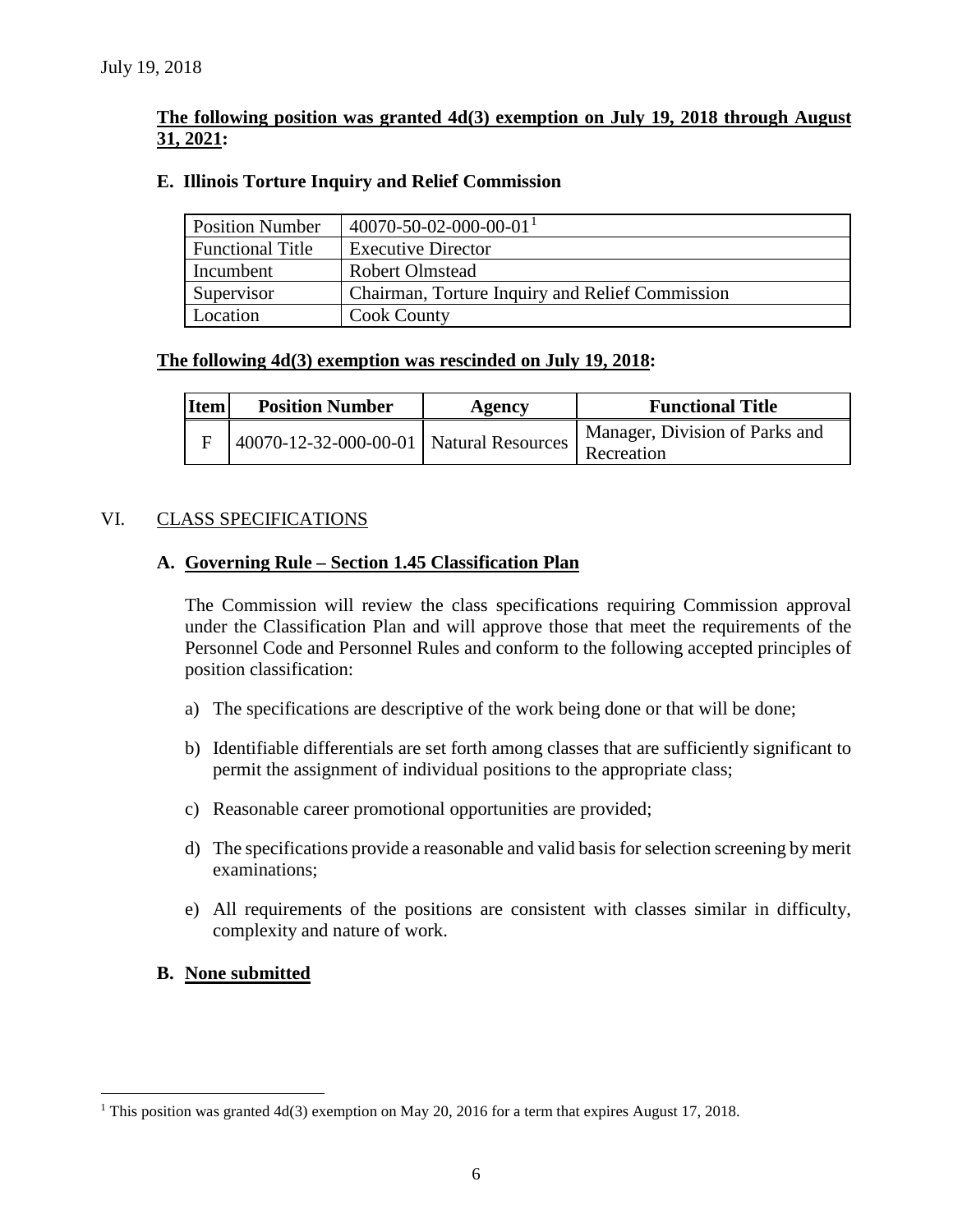July 19, 2018

**The following position was granted 4d(3) exemption on July 19, 2018 through August 31, 2021:**

**E. Illinois Torture Inquiry and Relief Commission**

| Position Number | 40070-50-02-000-00-01[1] |
|---|---|
| Functional Title | Executive Director |
| Incumbent | Robert Olmstead |
| Supervisor | Chairman, Torture Inquiry and Relief Commission |
| Location | Cook County |

**The following 4d(3) exemption was rescinded on July 19, 2018:**

| Item | Position Number | Agency | Functional Title |
|---|---|---|---|
| F | 40070-12-32-000-00-01 | Natural Resources | Manager, Division of Parks and Recreation |

VI. CLASS SPECIFICATIONS

**A. Governing Rule – Section 1.45 Classification Plan**

The Commission will review the class specifications requiring Commission approval under the Classification Plan and will approve those that meet the requirements of the Personnel Code and Personnel Rules and conform to the following accepted principles of position classification:

a) The specifications are descriptive of the work being done or that will be done;

b) Identifiable differentials are set forth among classes that are sufficiently significant to permit the assignment of individual positions to the appropriate class;

c) Reasonable career promotional opportunities are provided;

d) The specifications provide a reasonable and valid basis for selection screening by merit examinations;

e) All requirements of the positions are consistent with classes similar in difficulty, complexity and nature of work.

**B. None submitted**

[1] This position was granted 4d(3) exemption on May 20, 2016 for a term that expires August 17, 2018.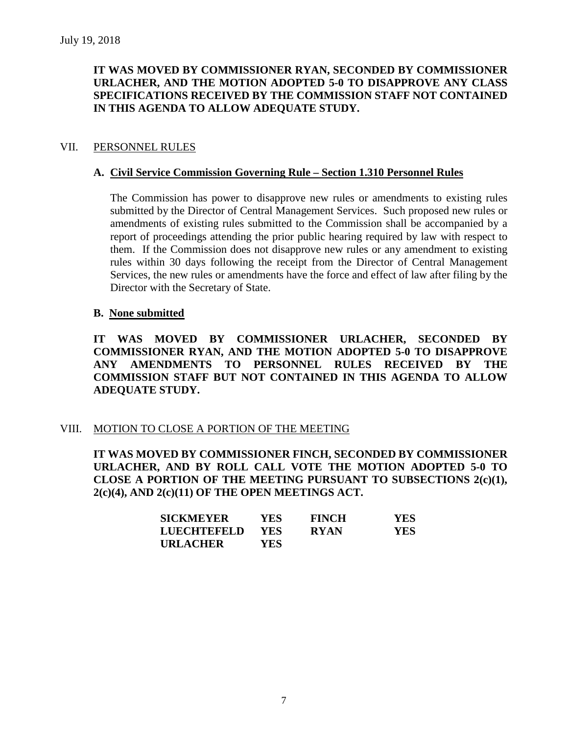July 19, 2018

**IT WAS MOVED BY COMMISSIONER RYAN, SECONDED BY COMMISSIONER URLACHER, AND THE MOTION ADOPTED 5-0 TO DISAPPROVE ANY CLASS SPECIFICATIONS RECEIVED BY THE COMMISSION STAFF NOT CONTAINED IN THIS AGENDA TO ALLOW ADEQUATE STUDY.**

## VII. PERSONNEL RULES

### A. Civil Service Commission Governing Rule – Section 1.310 Personnel Rules

The Commission has power to disapprove new rules or amendments to existing rules submitted by the Director of Central Management Services. Such proposed new rules or amendments of existing rules submitted to the Commission shall be accompanied by a report of proceedings attending the prior public hearing required by law with respect to them. If the Commission does not disapprove new rules or any amendment to existing rules within 30 days following the receipt from the Director of Central Management Services, the new rules or amendments have the force and effect of law after filing by the Director with the Secretary of State.

### B. None submitted

**IT WAS MOVED BY COMMISSIONER URLACHER, SECONDED BY COMMISSIONER RYAN, AND THE MOTION ADOPTED 5-0 TO DISAPPROVE ANY AMENDMENTS TO PERSONNEL RULES RECEIVED BY THE COMMISSION STAFF BUT NOT CONTAINED IN THIS AGENDA TO ALLOW ADEQUATE STUDY.**

## VIII. MOTION TO CLOSE A PORTION OF THE MEETING

**IT WAS MOVED BY COMMISSIONER FINCH, SECONDED BY COMMISSIONER URLACHER, AND BY ROLL CALL VOTE THE MOTION ADOPTED 5-0 TO CLOSE A PORTION OF THE MEETING PURSUANT TO SUBSECTIONS 2(c)(1), 2(c)(4), AND 2(c)(11) OF THE OPEN MEETINGS ACT.**

| | | | |
|---|---|---|---|
| **SICKMEYER** | **YES** | **FINCH** | **YES** |
| **LUECHTEFELD** | **YES** | **RYAN** | **YES** |
| **URLACHER** | **YES** | | |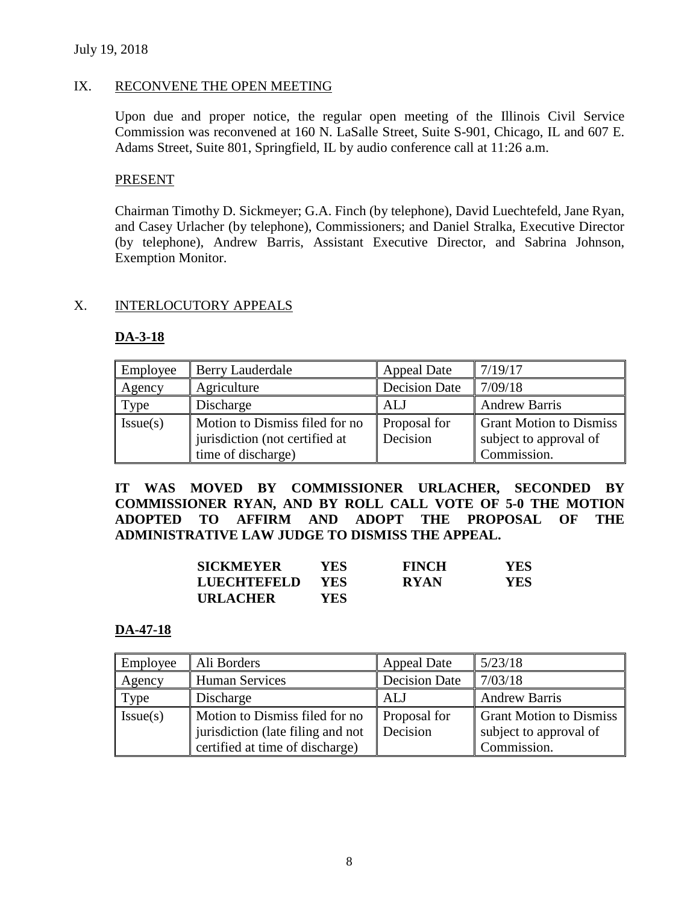July 19, 2018

## IX. RECONVENE THE OPEN MEETING

Upon due and proper notice, the regular open meeting of the Illinois Civil Service Commission was reconvened at 160 N. LaSalle Street, Suite S-901, Chicago, IL and 607 E. Adams Street, Suite 801, Springfield, IL by audio conference call at 11:26 a.m.

PRESENT

Chairman Timothy D. Sickmeyer; G.A. Finch (by telephone), David Luechtefeld, Jane Ryan, and Casey Urlacher (by telephone), Commissioners; and Daniel Stralka, Executive Director (by telephone), Andrew Barris, Assistant Executive Director, and Sabrina Johnson, Exemption Monitor.

## X. INTERLOCUTORY APPEALS

### DA-3-18

| Employee | Berry Lauderdale | Appeal Date | 7/19/17 |
|---|---|---|---|
| Agency | Agriculture | Decision Date | 7/09/18 |
| Type | Discharge | ALJ | Andrew Barris |
| Issue(s) | Motion to Dismiss filed for no jurisdiction (not certified at time of discharge) | Proposal for Decision | Grant Motion to Dismiss subject to approval of Commission. |

**IT WAS MOVED BY COMMISSIONER URLACHER, SECONDED BY COMMISSIONER RYAN, AND BY ROLL CALL VOTE OF 5-0 THE MOTION ADOPTED TO AFFIRM AND ADOPT THE PROPOSAL OF THE ADMINISTRATIVE LAW JUDGE TO DISMISS THE APPEAL.**

| | | | |
|---|---|---|---|
| **SICKMEYER** | **YES** | **FINCH** | **YES** |
| **LUECHTEFELD** | **YES** | **RYAN** | **YES** |
| **URLACHER** | **YES** | | |

### DA-47-18

| Employee | Ali Borders | Appeal Date | 5/23/18 |
|---|---|---|---|
| Agency | Human Services | Decision Date | 7/03/18 |
| Type | Discharge | ALJ | Andrew Barris |
| Issue(s) | Motion to Dismiss filed for no jurisdiction (late filing and not certified at time of discharge) | Proposal for Decision | Grant Motion to Dismiss subject to approval of Commission. |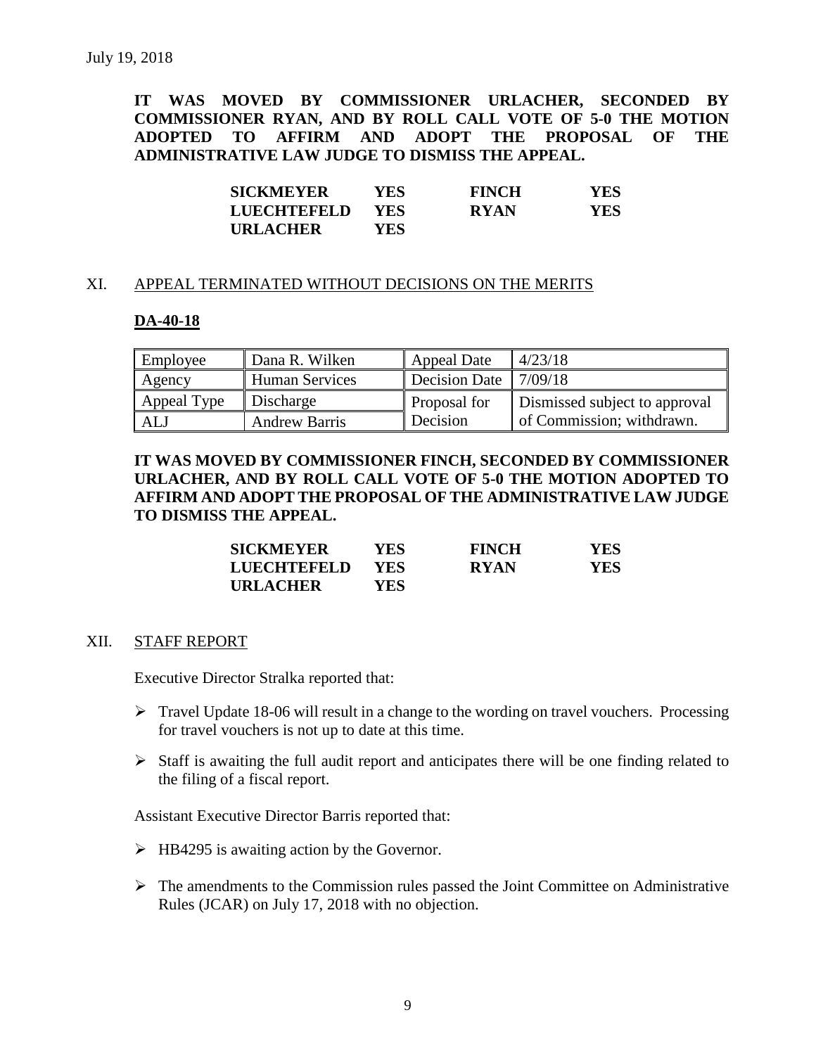July 19, 2018

**IT WAS MOVED BY COMMISSIONER URLACHER, SECONDED BY COMMISSIONER RYAN, AND BY ROLL CALL VOTE OF 5-0 THE MOTION ADOPTED TO AFFIRM AND ADOPT THE PROPOSAL OF THE ADMINISTRATIVE LAW JUDGE TO DISMISS THE APPEAL.**

| | | | |
|---|---|---|---|
| **SICKMEYER** | **YES** | **FINCH** | **YES** |
| **LUECHTEFELD** | **YES** | **RYAN** | **YES** |
| **URLACHER** | **YES** | | |

## XI. APPEAL TERMINATED WITHOUT DECISIONS ON THE MERITS

### DA-40-18

| Employee | Dana R. Wilken | Appeal Date | 4/23/18 |
|---|---|---|---|
| Agency | Human Services | Decision Date | 7/09/18 |
| Appeal Type | Discharge | Proposal for Decision | Dismissed subject to approval of Commission; withdrawn. |
| ALJ | Andrew Barris | | |

**IT WAS MOVED BY COMMISSIONER FINCH, SECONDED BY COMMISSIONER URLACHER, AND BY ROLL CALL VOTE OF 5-0 THE MOTION ADOPTED TO AFFIRM AND ADOPT THE PROPOSAL OF THE ADMINISTRATIVE LAW JUDGE TO DISMISS THE APPEAL.**

| | | | |
|---|---|---|---|
| **SICKMEYER** | **YES** | **FINCH** | **YES** |
| **LUECHTEFELD** | **YES** | **RYAN** | **YES** |
| **URLACHER** | **YES** | | |

## XII. STAFF REPORT

Executive Director Stralka reported that:

- Travel Update 18-06 will result in a change to the wording on travel vouchers. Processing for travel vouchers is not up to date at this time.
- Staff is awaiting the full audit report and anticipates there will be one finding related to the filing of a fiscal report.

Assistant Executive Director Barris reported that:

- HB4295 is awaiting action by the Governor.
- The amendments to the Commission rules passed the Joint Committee on Administrative Rules (JCAR) on July 17, 2018 with no objection.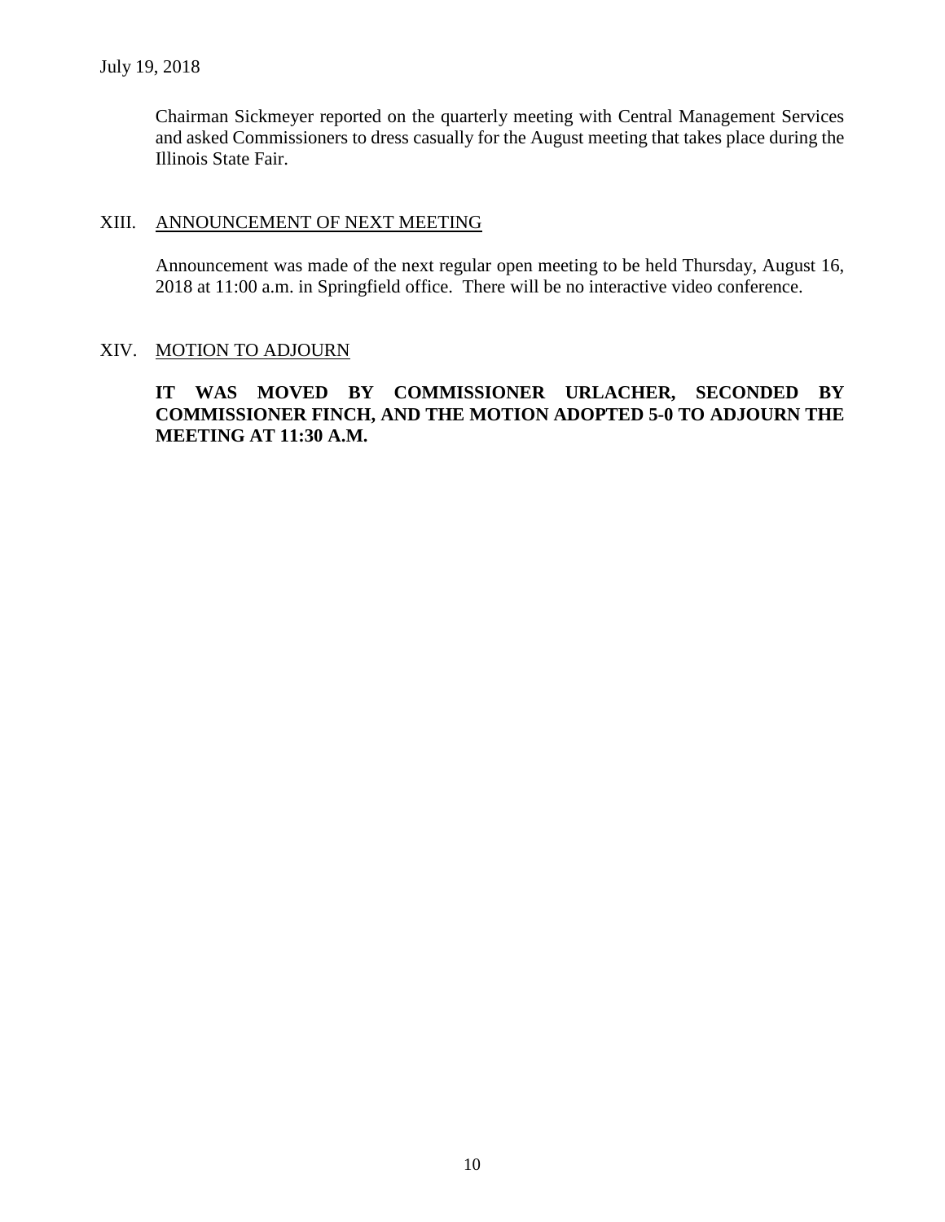Chairman Sickmeyer reported on the quarterly meeting with Central Management Services and asked Commissioners to dress casually for the August meeting that takes place during the Illinois State Fair.

## XIII. ANNOUNCEMENT OF NEXT MEETING

Announcement was made of the next regular open meeting to be held Thursday, August 16, 2018 at 11:00 a.m. in Springfield office. There will be no interactive video conference.

## XIV. MOTION TO ADJOURN

**IT WAS MOVED BY COMMISSIONER URLACHER, SECONDED BY COMMISSIONER FINCH, AND THE MOTION ADOPTED 5-0 TO ADJOURN THE MEETING AT 11:30 A.M.**